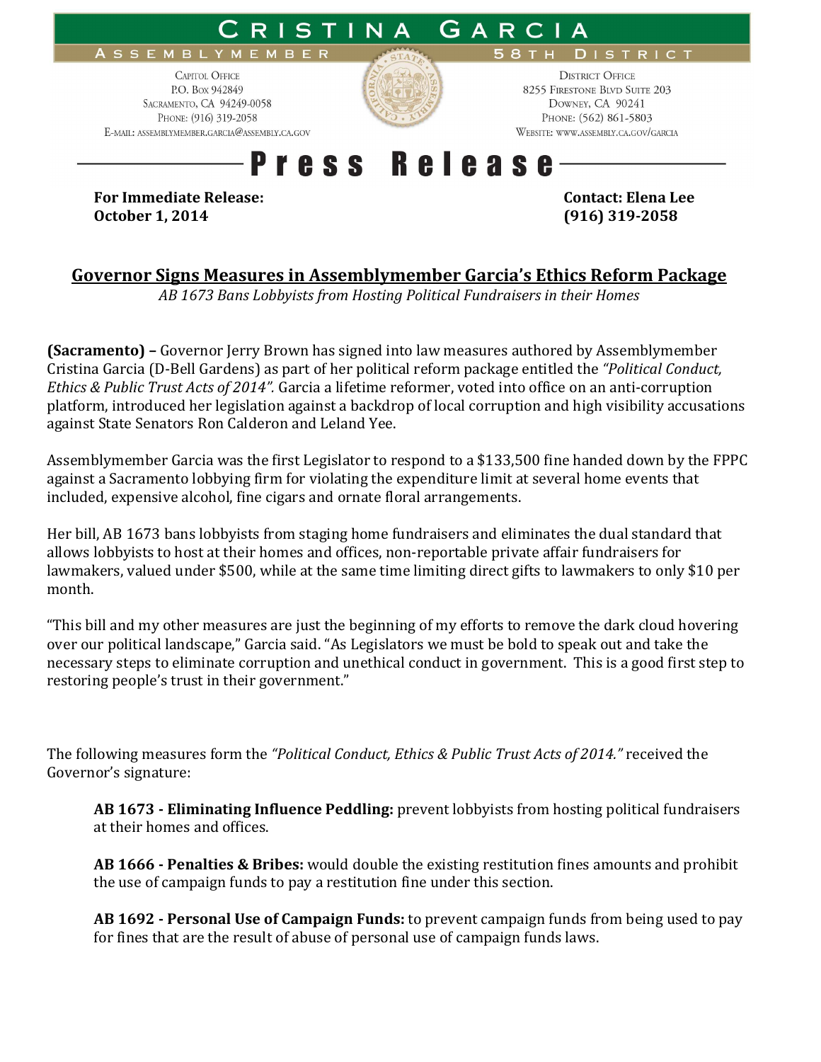# CRISTINA GARCIA

ASSEMBLYMEMBER — 58TH DISTRICT

CAPITOL OFFICE
P.O. BOX 942849
SACRAMENTO, CA 94249-0058
PHONE: (916) 319-2058
E-MAIL: ASSEMBLYMEMBER.GARCIA@ASSEMBLY.CA.GOV

DISTRICT OFFICE
8255 FIRESTONE BLVD SUITE 203
DOWNEY, CA 90241
PHONE: (562) 861-5803
WEBSITE: WWW.ASSEMBLY.CA.GOV/GARCIA

## Press Release

**For Immediate Release:**
**October 1, 2014**

**Contact: Elena Lee**
**(916) 319-2058**

## Governor Signs Measures in Assemblymember Garcia's Ethics Reform Package

*AB 1673 Bans Lobbyists from Hosting Political Fundraisers in their Homes*

**(Sacramento) –** Governor Jerry Brown has signed into law measures authored by Assemblymember Cristina Garcia (D-Bell Gardens) as part of her political reform package entitled the *"Political Conduct, Ethics & Public Trust Acts of 2014".* Garcia a lifetime reformer, voted into office on an anti-corruption platform, introduced her legislation against a backdrop of local corruption and high visibility accusations against State Senators Ron Calderon and Leland Yee.

Assemblymember Garcia was the first Legislator to respond to a $133,500 fine handed down by the FPPC against a Sacramento lobbying firm for violating the expenditure limit at several home events that included, expensive alcohol, fine cigars and ornate floral arrangements.

Her bill, AB 1673 bans lobbyists from staging home fundraisers and eliminates the dual standard that allows lobbyists to host at their homes and offices, non-reportable private affair fundraisers for lawmakers, valued under $500, while at the same time limiting direct gifts to lawmakers to only $10 per month.

"This bill and my other measures are just the beginning of my efforts to remove the dark cloud hovering over our political landscape," Garcia said. "As Legislators we must be bold to speak out and take the necessary steps to eliminate corruption and unethical conduct in government. This is a good first step to restoring people's trust in their government."

The following measures form the *"Political Conduct, Ethics & Public Trust Acts of 2014."* received the Governor's signature:

**AB 1673 - Eliminating Influence Peddling:** prevent lobbyists from hosting political fundraisers at their homes and offices.

**AB 1666 - Penalties & Bribes:** would double the existing restitution fines amounts and prohibit the use of campaign funds to pay a restitution fine under this section.

**AB 1692 - Personal Use of Campaign Funds:** to prevent campaign funds from being used to pay for fines that are the result of abuse of personal use of campaign funds laws.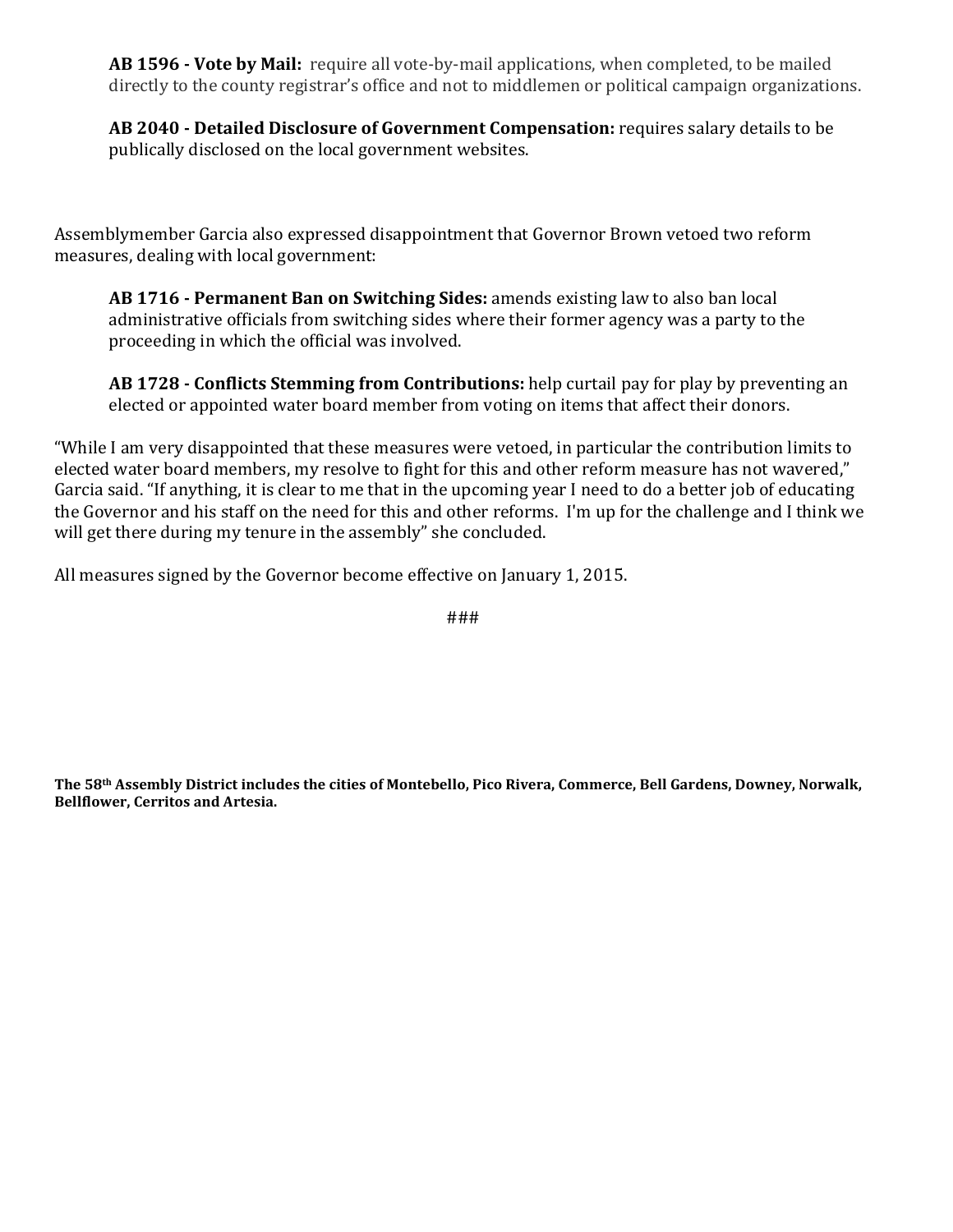**AB 1596 - Vote by Mail:** require all vote-by-mail applications, when completed, to be mailed directly to the county registrar's office and not to middlemen or political campaign organizations.

**AB 2040 - Detailed Disclosure of Government Compensation:** requires salary details to be publically disclosed on the local government websites.

Assemblymember Garcia also expressed disappointment that Governor Brown vetoed two reform measures, dealing with local government:

**AB 1716 - Permanent Ban on Switching Sides:** amends existing law to also ban local administrative officials from switching sides where their former agency was a party to the proceeding in which the official was involved.

**AB 1728 - Conflicts Stemming from Contributions:** help curtail pay for play by preventing an elected or appointed water board member from voting on items that affect their donors.

"While I am very disappointed that these measures were vetoed, in particular the contribution limits to elected water board members, my resolve to fight for this and other reform measure has not wavered," Garcia said. "If anything, it is clear to me that in the upcoming year I need to do a better job of educating the Governor and his staff on the need for this and other reforms. I'm up for the challenge and I think we will get there during my tenure in the assembly" she concluded.

All measures signed by the Governor become effective on January 1, 2015.

###

**The 58th Assembly District includes the cities of Montebello, Pico Rivera, Commerce, Bell Gardens, Downey, Norwalk, Bellflower, Cerritos and Artesia.**